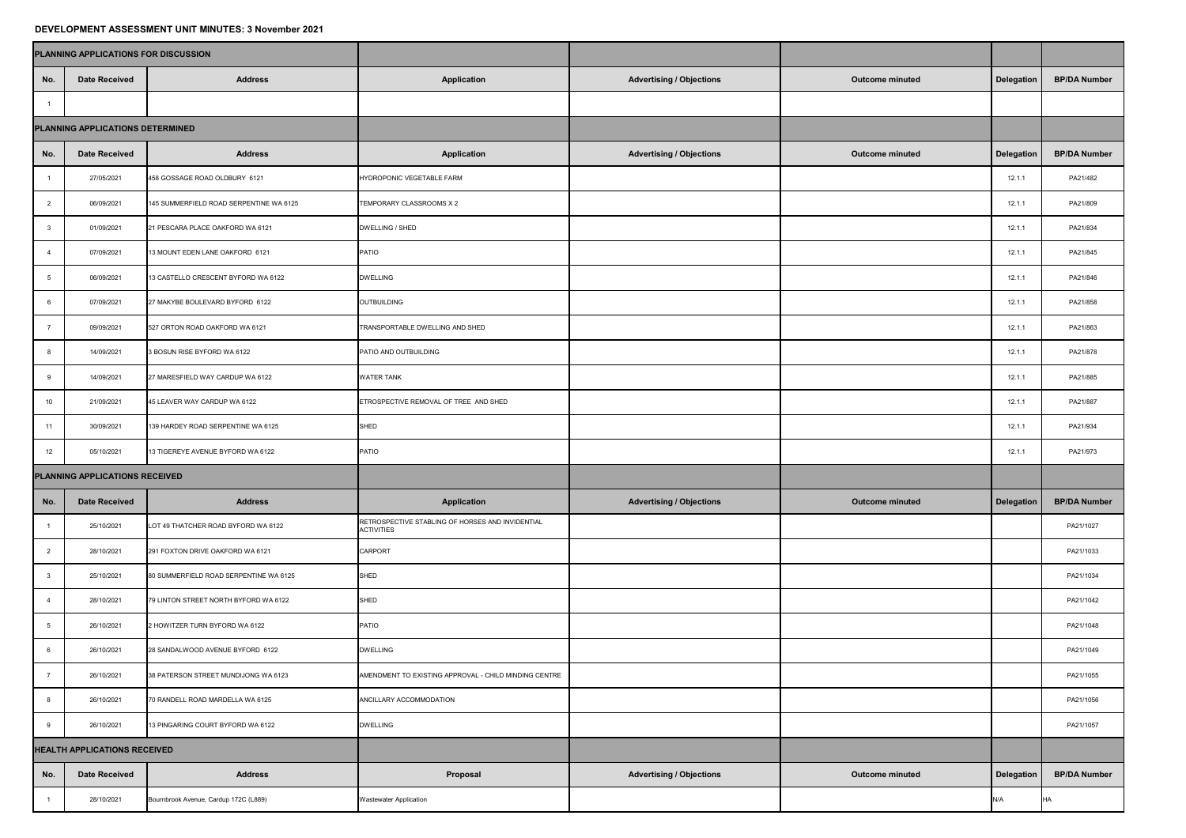# DEVELOPMENT ASSESSMENT UNIT MINUTES: 3 November 2021

## PLANNING APPLICATIONS FOR DISCUSSION

| No. | Date Received | Address | Application | Advertising / Objections | Outcome minuted | Delegation | BP/DA Number |
|---|---|---|---|---|---|---|---|
| 1 | | | | | | | |

## PLANNING APPLICATIONS DETERMINED

| No. | Date Received | Address | Application | Advertising / Objections | Outcome minuted | Delegation | BP/DA Number |
|---|---|---|---|---|---|---|---|
| 1 | 27/05/2021 | 458 GOSSAGE ROAD OLDBURY 6121 | HYDROPONIC VEGETABLE FARM | | | 12.1.1 | PA21/482 |
| 2 | 06/09/2021 | 145 SUMMERFIELD ROAD SERPENTINE WA 6125 | TEMPORARY CLASSROOMS X 2 | | | 12.1.1 | PA21/809 |
| 3 | 01/09/2021 | 21 PESCARA PLACE OAKFORD WA 6121 | DWELLING / SHED | | | 12.1.1 | PA21/834 |
| 4 | 07/09/2021 | 13 MOUNT EDEN LANE OAKFORD 6121 | PATIO | | | 12.1.1 | PA21/845 |
| 5 | 06/09/2021 | 13 CASTELLO CRESCENT BYFORD WA 6122 | DWELLING | | | 12.1.1 | PA21/846 |
| 6 | 07/09/2021 | 27 MAKYBE BOULEVARD BYFORD 6122 | OUTBUILDING | | | 12.1.1 | PA21/858 |
| 7 | 09/09/2021 | 527 ORTON ROAD OAKFORD WA 6121 | TRANSPORTABLE DWELLING AND SHED | | | 12.1.1 | PA21/863 |
| 8 | 14/09/2021 | 3 BOSUN RISE BYFORD WA 6122 | PATIO AND OUTBUILDING | | | 12.1.1 | PA21/878 |
| 9 | 14/09/2021 | 27 MARESFIELD WAY CARDUP WA 6122 | WATER TANK | | | 12.1.1 | PA21/885 |
| 10 | 21/09/2021 | 45 LEAVER WAY CARDUP WA 6122 | ETROSPECTIVE REMOVAL OF TREE AND SHED | | | 12.1.1 | PA21/887 |
| 11 | 30/09/2021 | 139 HARDEY ROAD SERPENTINE WA 6125 | SHED | | | 12.1.1 | PA21/934 |
| 12 | 05/10/2021 | 13 TIGEREYE AVENUE BYFORD WA 6122 | PATIO | | | 12.1.1 | PA21/973 |

## PLANNING APPLICATIONS RECEIVED

| No. | Date Received | Address | Application | Advertising / Objections | Outcome minuted | Delegation | BP/DA Number |
|---|---|---|---|---|---|---|---|
| 1 | 25/10/2021 | LOT 49 THATCHER ROAD BYFORD WA 6122 | RETROSPECTIVE STABLING OF HORSES AND INVIDENTIAL ACTIVITIES | | | | PA21/1027 |
| 2 | 28/10/2021 | 291 FOXTON DRIVE OAKFORD WA 6121 | CARPORT | | | | PA21/1033 |
| 3 | 25/10/2021 | 80 SUMMERFIELD ROAD SERPENTINE WA 6125 | SHED | | | | PA21/1034 |
| 4 | 28/10/2021 | 79 LINTON STREET NORTH BYFORD WA 6122 | SHED | | | | PA21/1042 |
| 5 | 26/10/2021 | 2 HOWITZER TURN BYFORD WA 6122 | PATIO | | | | PA21/1048 |
| 6 | 26/10/2021 | 28 SANDALWOOD AVENUE BYFORD 6122 | DWELLING | | | | PA21/1049 |
| 7 | 26/10/2021 | 38 PATERSON STREET MUNDIJONG WA 6123 | AMENDMENT TO EXISTING APPROVAL - CHILD MINDING CENTRE | | | | PA21/1055 |
| 8 | 26/10/2021 | 70 RANDELL ROAD MARDELLA WA 6125 | ANCILLARY ACCOMMODATION | | | | PA21/1056 |
| 9 | 26/10/2021 | 13 PINGARING COURT BYFORD WA 6122 | DWELLING | | | | PA21/1057 |

## HEALTH APPLICATIONS RECEIVED

| No. | Date Received | Address | Proposal | Advertising / Objections | Outcome minuted | Delegation | BP/DA Number |
|---|---|---|---|---|---|---|---|
| 1 | 28/10/2021 | Bournbrook Avenue, Cardup 172C (L889) | Wastewater Application | | | N/A | HA |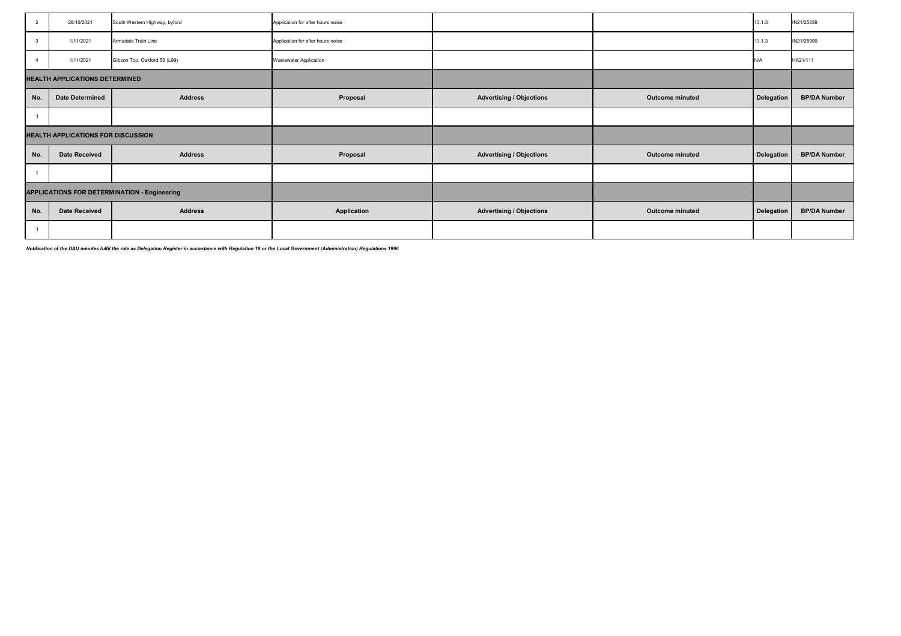| | | | | | | | |
|---|---|---|---|---|---|---|---|
| 2 | 28/10/2021 | South Western Highway, byford | Application for after hours noise | | | 13.1.3 | IN21/25839 |
| 3 | 1/11/2021 | Armadale Train Line | Application for after hours noise | | | 13.1.3 | IN21/25990 |
| 4 | 1/11/2021 | Gibson Top, Oakford 58 (L99) | Wastewater Application | | | N/A | HA21/111 |

**HEALTH APPLICATIONS DETERMINED**

| No. | Date Determined | Address | Proposal | Advertising / Objections | Outcome minuted | Delegation | BP/DA Number |
|---|---|---|---|---|---|---|---|
| 1 | | | | | | | |

**HEALTH APPLICATIONS FOR DISCUSSION**

| No. | Date Received | Address | Proposal | Advertising / Objections | Outcome minuted | Delegation | BP/DA Number |
|---|---|---|---|---|---|---|---|
| 1 | | | | | | | |

**APPLICATIONS FOR DETERMINATION - Engineering**

| No. | Date Received | Address | Application | Advertising / Objections | Outcome minuted | Delegation | BP/DA Number |
|---|---|---|---|---|---|---|---|
| 1 | | | | | | | |

***Notification of the DAU minutes fulfil the role as Delegation Register in accordance with Regulation 19 or the Local Government (Administration) Regulations 1996***